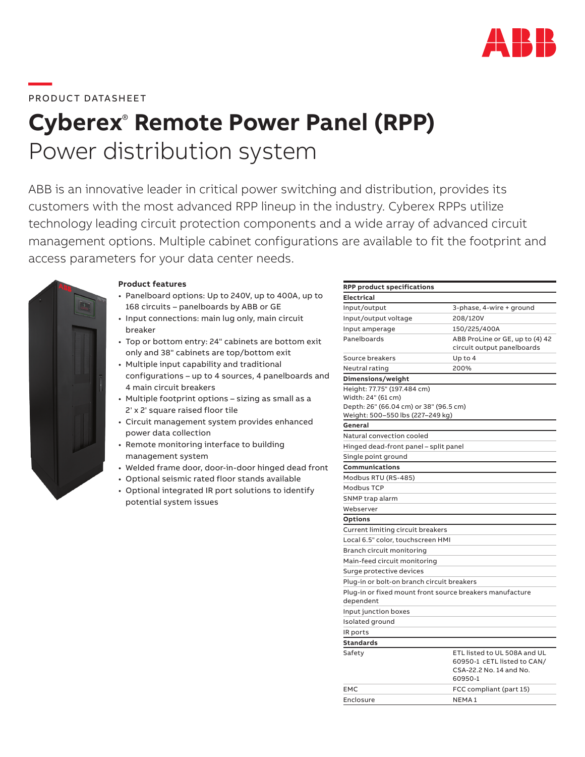PRODUCT DATASHEET

# Cyberex® Remote Power Panel (RPP)

## Power distribution system

ABB is an innovative leader in critical power switching and distribution, provides its customers with the most advanced RPP lineup in the industry. Cyberex RPPs utilize technology leading circuit protection components and a wide array of advanced circuit management options. Multiple cabinet configurations are available to fit the footprint and access parameters for your data center needs.

### Product features

- Panelboard options: Up to 240V, up to 400A, up to 168 circuits – panelboards by ABB or GE
- Input connections: main lug only, main circuit breaker
- Top or bottom entry: 24" cabinets are bottom exit only and 38" cabinets are top/bottom exit
- Multiple input capability and traditional configurations – up to 4 sources, 4 panelboards and 4 main circuit breakers
- Multiple footprint options – sizing as small as a 2' x 2' square raised floor tile
- Circuit management system provides enhanced power data collection
- Remote monitoring interface to building management system
- Welded frame door, door-in-door hinged dead front
- Optional seismic rated floor stands available
- Optional integrated IR port solutions to identify potential system issues

| RPP product specifications | |
|---|---|
| **Electrical** | |
| Input/output | 3-phase, 4-wire + ground |
| Input/output voltage | 208/120V |
| Input amperage | 150/225/400A |
| Panelboards | ABB ProLine or GE, up to (4) 42 circuit output panelboards |
| Source breakers | Up to 4 |
| Neutral rating | 200% |
| **Dimensions/weight** | |
| Height: 77.75" (197.484 cm)<br>Width: 24" (61 cm)<br>Depth: 26" (66.04 cm) or 38" (96.5 cm)<br>Weight: 500–550 lbs (227–249 kg) | |
| **General** | |
| Natural convection cooled | |
| Hinged dead-front panel – split panel | |
| Single point ground | |
| **Communications** | |
| Modbus RTU (RS-485) | |
| Modbus TCP | |
| SNMP trap alarm | |
| Webserver | |
| **Options** | |
| Current limiting circuit breakers | |
| Local 6.5" color, touchscreen HMI | |
| Branch circuit monitoring | |
| Main-feed circuit monitoring | |
| Surge protective devices | |
| Plug-in or bolt-on branch circuit breakers | |
| Plug-in or fixed mount front source breakers manufacture dependent | |
| Input junction boxes | |
| Isolated ground | |
| IR ports | |
| **Standards** | |
| Safety | ETL listed to UL 508A and UL 60950-1 cETL listed to CAN/CSA-22.2 No. 14 and No. 60950-1 |
| EMC | FCC compliant (part 15) |
| Enclosure | NEMA 1 |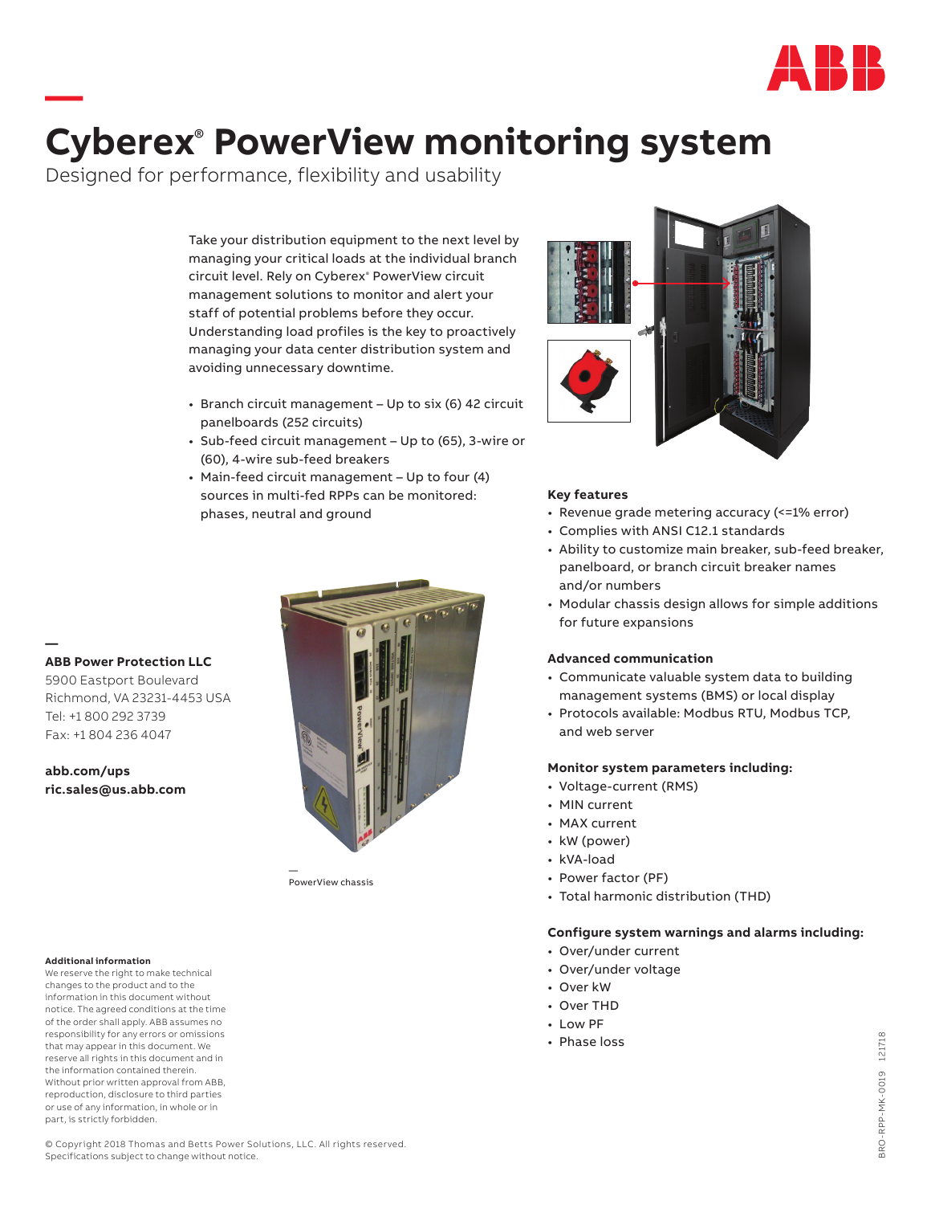# Cyberex® PowerView monitoring system

Designed for performance, flexibility and usability

Take your distribution equipment to the next level by managing your critical loads at the individual branch circuit level. Rely on Cyberex® PowerView circuit management solutions to monitor and alert your staff of potential problems before they occur. Understanding load profiles is the key to proactively managing your data center distribution system and avoiding unnecessary downtime.

- Branch circuit management – Up to six (6) 42 circuit panelboards (252 circuits)
- Sub-feed circuit management – Up to (65), 3-wire or (60), 4-wire sub-feed breakers
- Main-feed circuit management – Up to four (4) sources in multi-fed RPPs can be monitored: phases, neutral and ground

PowerView chassis

### Key features

- Revenue grade metering accuracy (<=1% error)
- Complies with ANSI C12.1 standards
- Ability to customize main breaker, sub-feed breaker, panelboard, or branch circuit breaker names and/or numbers
- Modular chassis design allows for simple additions for future expansions

### Advanced communication

- Communicate valuable system data to building management systems (BMS) or local display
- Protocols available: Modbus RTU, Modbus TCP, and web server

### Monitor system parameters including:

- Voltage-current (RMS)
- MIN current
- MAX current
- kW (power)
- kVA-load
- Power factor (PF)
- Total harmonic distribution (THD)

### Configure system warnings and alarms including:

- Over/under current
- Over/under voltage
- Over kW
- Over THD
- Low PF
- Phase loss

**ABB Power Protection LLC**
5900 Eastport Boulevard
Richmond, VA 23231-4453 USA
Tel: +1 800 292 3739
Fax: +1 804 236 4047

**abb.com/ups**
**ric.sales@us.abb.com**

**Additional information**
We reserve the right to make technical changes to the product and to the information in this document without notice. The agreed conditions at the time of the order shall apply. ABB assumes no responsibility for any errors or omissions that may appear in this document. We reserve all rights in this document and in the information contained therein. Without prior written approval from ABB, reproduction, disclosure to third parties or use of any information, in whole or in part, is strictly forbidden.

© Copyright 2018 Thomas and Betts Power Solutions, LLC. All rights reserved.
Specifications subject to change without notice.

BRO-RPP-MK-0019 121718